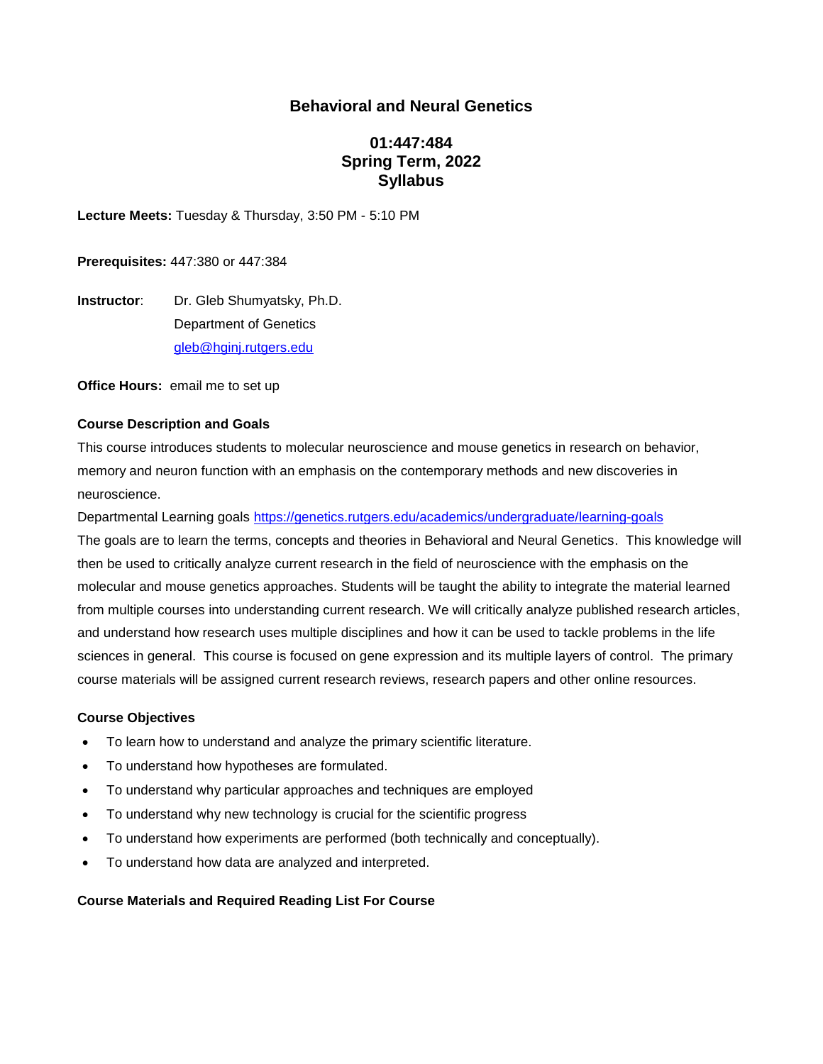# Behavioral and Neural Genetics

## 01:447:484
## Spring Term, 2022
## Syllabus

**Lecture Meets:** Tuesday & Thursday, 3:50 PM - 5:10 PM

**Prerequisites:** 447:380 or 447:384

**Instructor**: Dr. Gleb Shumyatsky, Ph.D.
Department of Genetics
gleb@hginj.rutgers.edu

**Office Hours:** email me to set up

**Course Description and Goals**

This course introduces students to molecular neuroscience and mouse genetics in research on behavior, memory and neuron function with an emphasis on the contemporary methods and new discoveries in neuroscience.

Departmental Learning goals https://genetics.rutgers.edu/academics/undergraduate/learning-goals

The goals are to learn the terms, concepts and theories in Behavioral and Neural Genetics. This knowledge will then be used to critically analyze current research in the field of neuroscience with the emphasis on the molecular and mouse genetics approaches. Students will be taught the ability to integrate the material learned from multiple courses into understanding current research. We will critically analyze published research articles, and understand how research uses multiple disciplines and how it can be used to tackle problems in the life sciences in general. This course is focused on gene expression and its multiple layers of control. The primary course materials will be assigned current research reviews, research papers and other online resources.

**Course Objectives**

- To learn how to understand and analyze the primary scientific literature.
- To understand how hypotheses are formulated.
- To understand why particular approaches and techniques are employed
- To understand why new technology is crucial for the scientific progress
- To understand how experiments are performed (both technically and conceptually).
- To understand how data are analyzed and interpreted.

**Course Materials and Required Reading List For Course**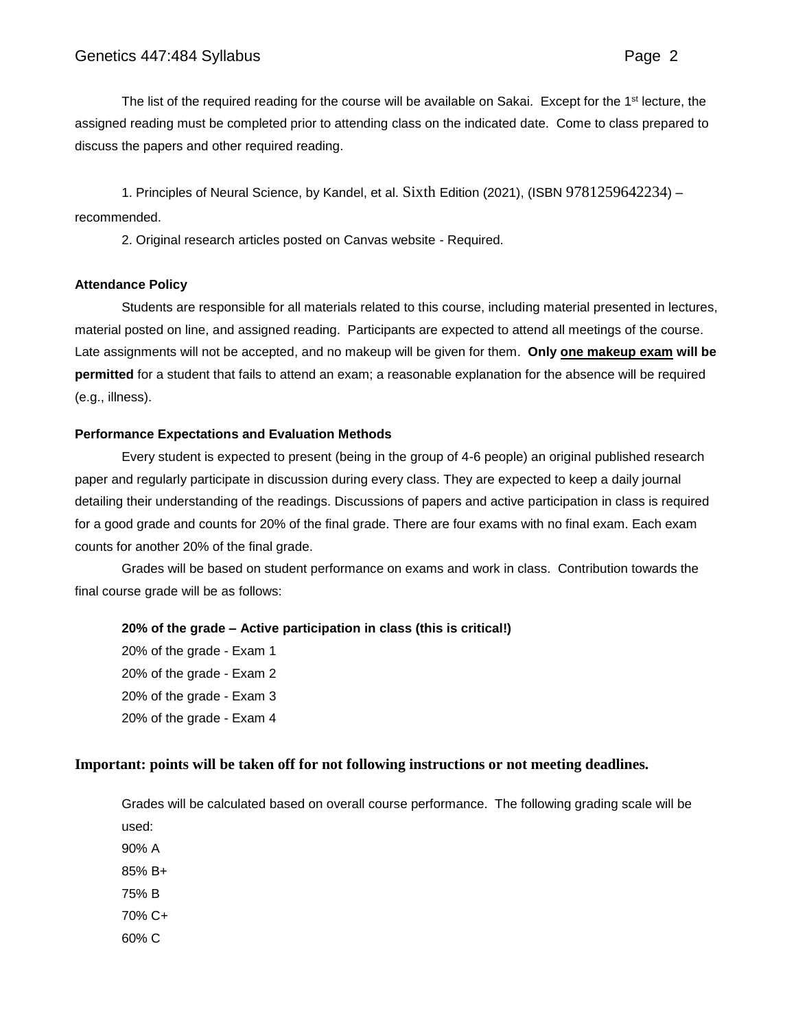The list of the required reading for the course will be available on Sakai. Except for the 1st lecture, the assigned reading must be completed prior to attending class on the indicated date. Come to class prepared to discuss the papers and other required reading.

1. Principles of Neural Science, by Kandel, et al. Sixth Edition (2021), (ISBN 9781259642234) – recommended.

2. Original research articles posted on Canvas website - Required.

**Attendance Policy**

Students are responsible for all materials related to this course, including material presented in lectures, material posted on line, and assigned reading. Participants are expected to attend all meetings of the course. Late assignments will not be accepted, and no makeup will be given for them. **Only <u>one makeup exam</u> will be permitted** for a student that fails to attend an exam; a reasonable explanation for the absence will be required (e.g., illness).

**Performance Expectations and Evaluation Methods**

Every student is expected to present (being in the group of 4-6 people) an original published research paper and regularly participate in discussion during every class. They are expected to keep a daily journal detailing their understanding of the readings. Discussions of papers and active participation in class is required for a good grade and counts for 20% of the final grade. There are four exams with no final exam. Each exam counts for another 20% of the final grade.

Grades will be based on student performance on exams and work in class. Contribution towards the final course grade will be as follows:

**20% of the grade – Active participation in class (this is critical!)**
20% of the grade - Exam 1
20% of the grade - Exam 2
20% of the grade - Exam 3
20% of the grade - Exam 4

**Important: points will be taken off for not following instructions or not meeting deadlines.**

Grades will be calculated based on overall course performance. The following grading scale will be used:

90% A
85% B+
75% B
70% C+
60% C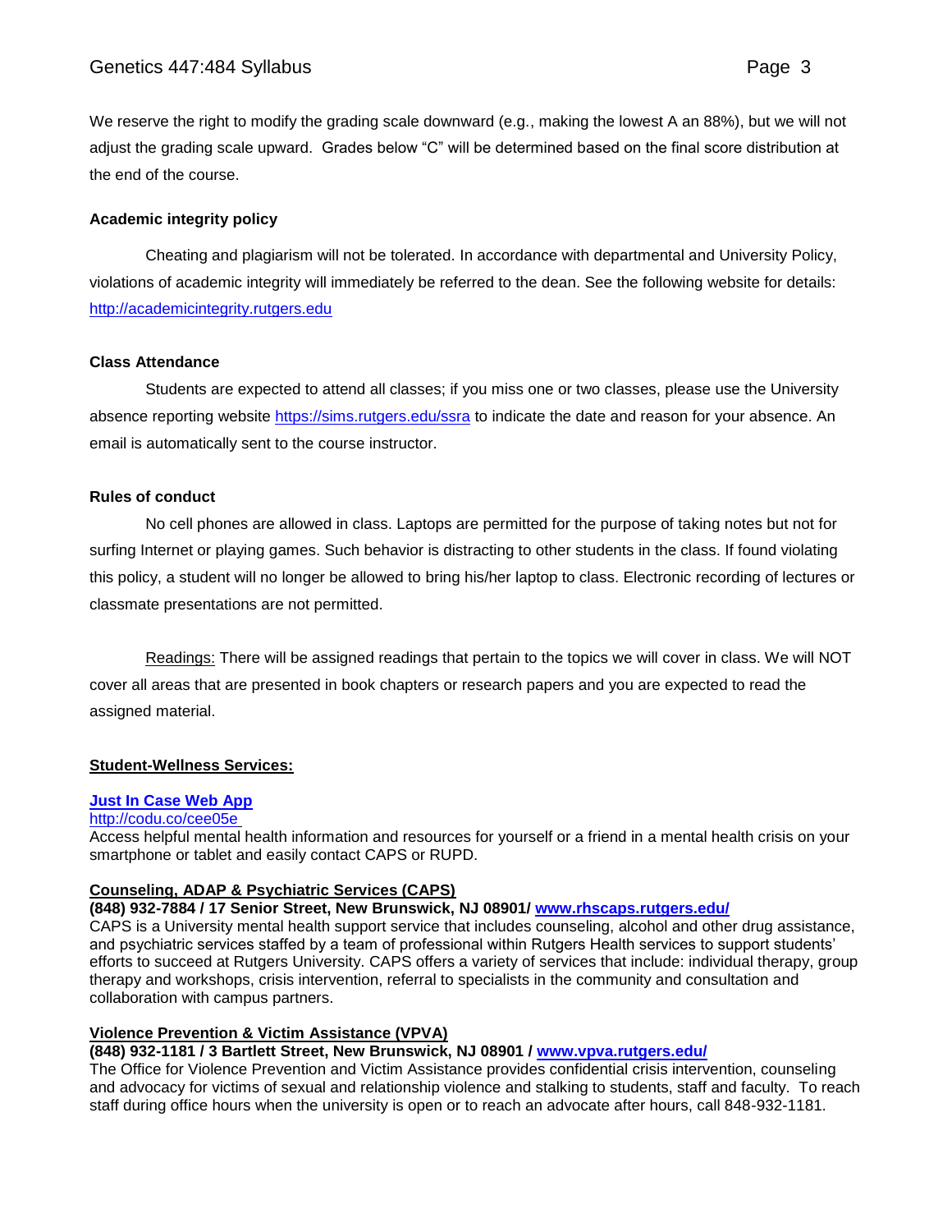We reserve the right to modify the grading scale downward (e.g., making the lowest A an 88%), but we will not adjust the grading scale upward. Grades below "C" will be determined based on the final score distribution at the end of the course.

**Academic integrity policy**

Cheating and plagiarism will not be tolerated. In accordance with departmental and University Policy, violations of academic integrity will immediately be referred to the dean. See the following website for details: http://academicintegrity.rutgers.edu

**Class Attendance**

Students are expected to attend all classes; if you miss one or two classes, please use the University absence reporting website https://sims.rutgers.edu/ssra to indicate the date and reason for your absence. An email is automatically sent to the course instructor.

**Rules of conduct**

No cell phones are allowed in class. Laptops are permitted for the purpose of taking notes but not for surfing Internet or playing games. Such behavior is distracting to other students in the class. If found violating this policy, a student will no longer be allowed to bring his/her laptop to class. Electronic recording of lectures or classmate presentations are not permitted.

Readings: There will be assigned readings that pertain to the topics we will cover in class. We will NOT cover all areas that are presented in book chapters or research papers and you are expected to read the assigned material.

**Student-Wellness Services:**

**Just In Case Web App**
http://codu.co/cee05e
Access helpful mental health information and resources for yourself or a friend in a mental health crisis on your smartphone or tablet and easily contact CAPS or RUPD.

**Counseling, ADAP & Psychiatric Services (CAPS)**
**(848) 932-7884 / 17 Senior Street, New Brunswick, NJ 08901/ www.rhscaps.rutgers.edu/**
CAPS is a University mental health support service that includes counseling, alcohol and other drug assistance, and psychiatric services staffed by a team of professional within Rutgers Health services to support students' efforts to succeed at Rutgers University. CAPS offers a variety of services that include: individual therapy, group therapy and workshops, crisis intervention, referral to specialists in the community and consultation and collaboration with campus partners.

**Violence Prevention & Victim Assistance (VPVA)**
**(848) 932-1181 / 3 Bartlett Street, New Brunswick, NJ 08901 / www.vpva.rutgers.edu/**
The Office for Violence Prevention and Victim Assistance provides confidential crisis intervention, counseling and advocacy for victims of sexual and relationship violence and stalking to students, staff and faculty. To reach staff during office hours when the university is open or to reach an advocate after hours, call 848-932-1181.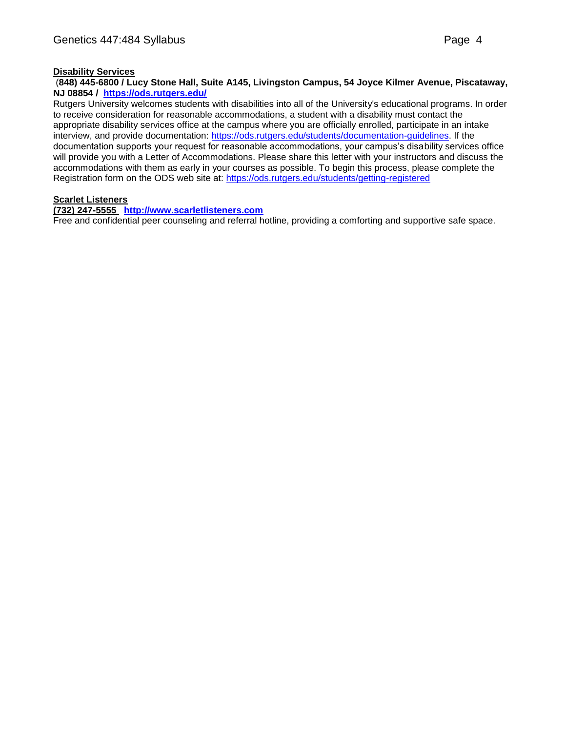### Disability Services

**(848) 445-6800 / Lucy Stone Hall, Suite A145, Livingston Campus, 54 Joyce Kilmer Avenue, Piscataway, NJ 08854 / https://ods.rutgers.edu/**

Rutgers University welcomes students with disabilities into all of the University's educational programs. In order to receive consideration for reasonable accommodations, a student with a disability must contact the appropriate disability services office at the campus where you are officially enrolled, participate in an intake interview, and provide documentation: https://ods.rutgers.edu/students/documentation-guidelines. If the documentation supports your request for reasonable accommodations, your campus's disability services office will provide you with a Letter of Accommodations. Please share this letter with your instructors and discuss the accommodations with them as early in your courses as possible. To begin this process, please complete the Registration form on the ODS web site at: https://ods.rutgers.edu/students/getting-registered

### Scarlet Listeners

**(732) 247-5555 http://www.scarletlisteners.com**

Free and confidential peer counseling and referral hotline, providing a comforting and supportive safe space.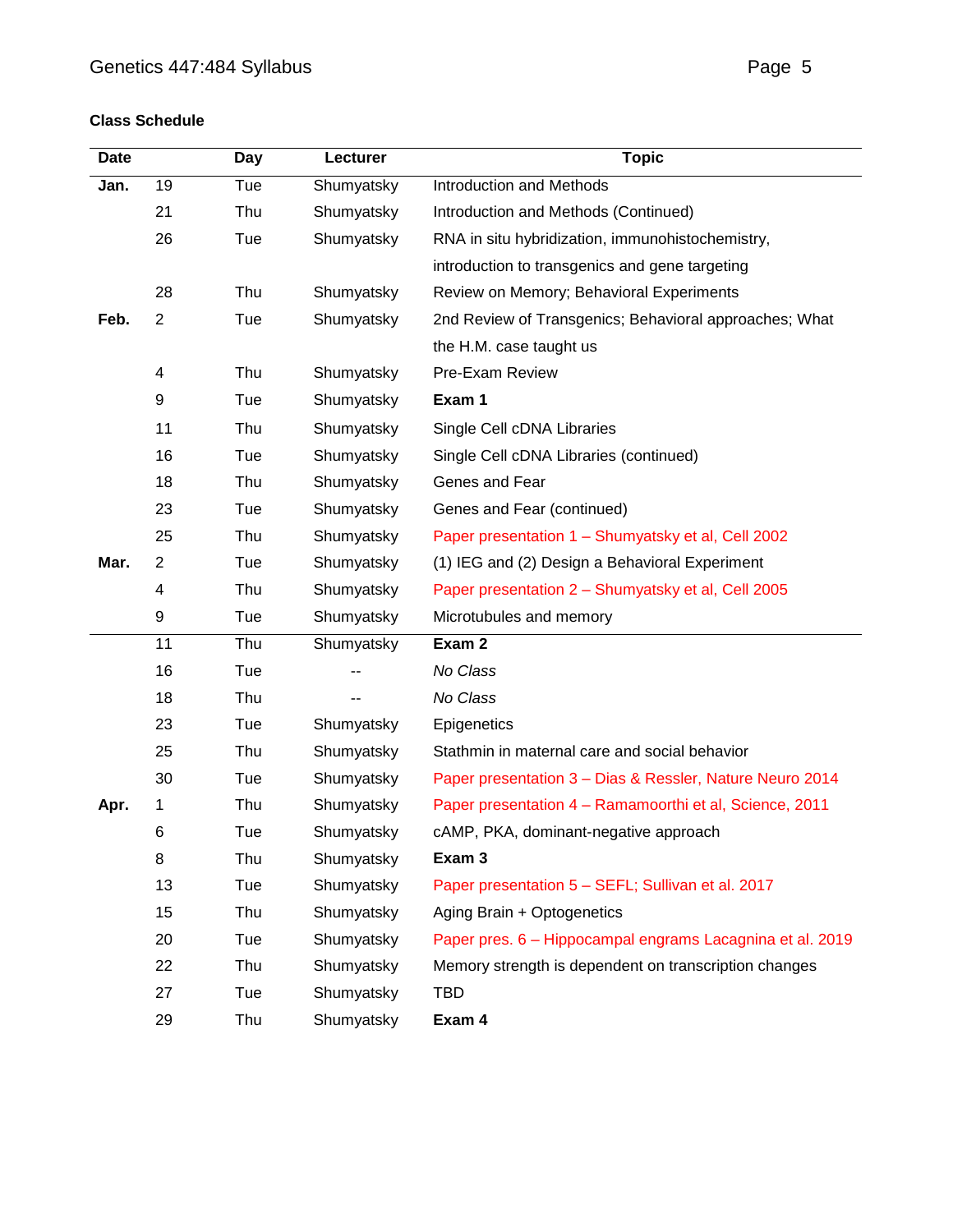**Class Schedule**

| Date | | Day | Lecturer | Topic |
|---|---|---|---|---|
| **Jan.** | 19 | Tue | Shumyatsky | Introduction and Methods |
| | 21 | Thu | Shumyatsky | Introduction and Methods (Continued) |
| | 26 | Tue | Shumyatsky | RNA in situ hybridization, immunohistochemistry, introduction to transgenics and gene targeting |
| | 28 | Thu | Shumyatsky | Review on Memory; Behavioral Experiments |
| **Feb.** | 2 | Tue | Shumyatsky | 2nd Review of Transgenics; Behavioral approaches; What the H.M. case taught us |
| | 4 | Thu | Shumyatsky | Pre-Exam Review |
| | 9 | Tue | Shumyatsky | **Exam 1** |
| | 11 | Thu | Shumyatsky | Single Cell cDNA Libraries |
| | 16 | Tue | Shumyatsky | Single Cell cDNA Libraries (continued) |
| | 18 | Thu | Shumyatsky | Genes and Fear |
| | 23 | Tue | Shumyatsky | Genes and Fear (continued) |
| | 25 | Thu | Shumyatsky | Paper presentation 1 – Shumyatsky et al, Cell 2002 |
| **Mar.** | 2 | Tue | Shumyatsky | (1) IEG and (2) Design a Behavioral Experiment |
| | 4 | Thu | Shumyatsky | Paper presentation 2 – Shumyatsky et al, Cell 2005 |
| | 9 | Tue | Shumyatsky | Microtubules and memory |
| | 11 | Thu | Shumyatsky | **Exam 2** |
| | 16 | Tue | -- | *No Class* |
| | 18 | Thu | -- | *No Class* |
| | 23 | Tue | Shumyatsky | Epigenetics |
| | 25 | Thu | Shumyatsky | Stathmin in maternal care and social behavior |
| | 30 | Tue | Shumyatsky | Paper presentation 3 – Dias & Ressler, Nature Neuro 2014 |
| **Apr.** | 1 | Thu | Shumyatsky | Paper presentation 4 – Ramamoorthi et al, Science, 2011 |
| | 6 | Tue | Shumyatsky | cAMP, PKA, dominant-negative approach |
| | 8 | Thu | Shumyatsky | **Exam 3** |
| | 13 | Tue | Shumyatsky | Paper presentation 5 – SEFL; Sullivan et al. 2017 |
| | 15 | Thu | Shumyatsky | Aging Brain + Optogenetics |
| | 20 | Tue | Shumyatsky | Paper pres. 6 – Hippocampal engrams Lacagnina et al. 2019 |
| | 22 | Thu | Shumyatsky | Memory strength is dependent on transcription changes |
| | 27 | Tue | Shumyatsky | TBD |
| | 29 | Thu | Shumyatsky | **Exam 4** |